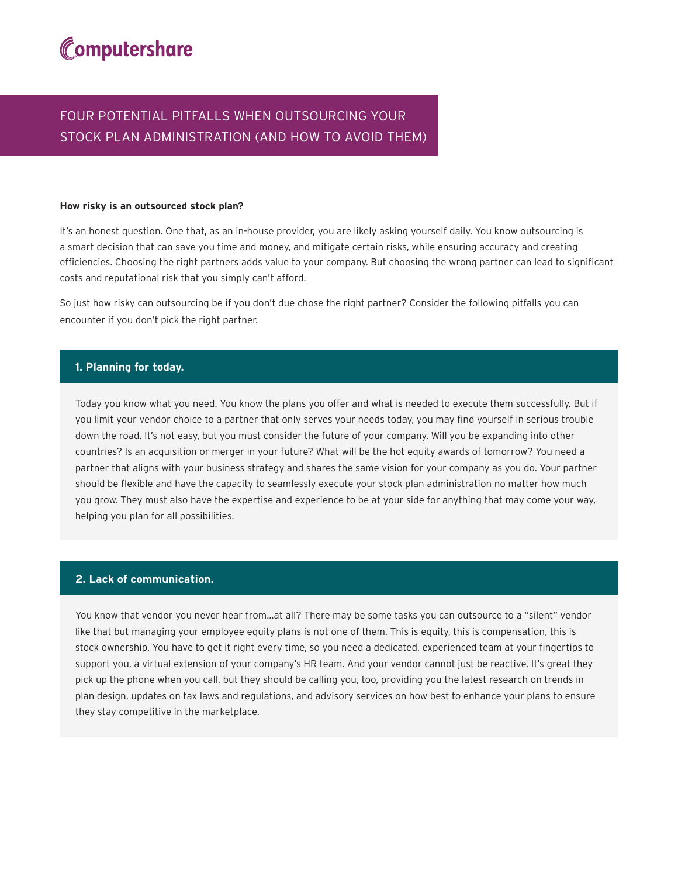Computershare

# FOUR POTENTIAL PITFALLS WHEN OUTSOURCING YOUR STOCK PLAN ADMINISTRATION (AND HOW TO AVOID THEM)

**How risky is an outsourced stock plan?**

It's an honest question. One that, as an in-house provider, you are likely asking yourself daily. You know outsourcing is a smart decision that can save you time and money, and mitigate certain risks, while ensuring accuracy and creating efficiencies. Choosing the right partners adds value to your company. But choosing the wrong partner can lead to significant costs and reputational risk that you simply can't afford.

So just how risky can outsourcing be if you don't due chose the right partner? Consider the following pitfalls you can encounter if you don't pick the right partner.

## 1. Planning for today.

Today you know what you need. You know the plans you offer and what is needed to execute them successfully. But if you limit your vendor choice to a partner that only serves your needs today, you may find yourself in serious trouble down the road. It's not easy, but you must consider the future of your company. Will you be expanding into other countries? Is an acquisition or merger in your future? What will be the hot equity awards of tomorrow? You need a partner that aligns with your business strategy and shares the same vision for your company as you do. Your partner should be flexible and have the capacity to seamlessly execute your stock plan administration no matter how much you grow. They must also have the expertise and experience to be at your side for anything that may come your way, helping you plan for all possibilities.

## 2. Lack of communication.

You know that vendor you never hear from...at all? There may be some tasks you can outsource to a "silent" vendor like that but managing your employee equity plans is not one of them. This is equity, this is compensation, this is stock ownership. You have to get it right every time, so you need a dedicated, experienced team at your fingertips to support you, a virtual extension of your company's HR team. And your vendor cannot just be reactive. It's great they pick up the phone when you call, but they should be calling you, too, providing you the latest research on trends in plan design, updates on tax laws and regulations, and advisory services on how best to enhance your plans to ensure they stay competitive in the marketplace.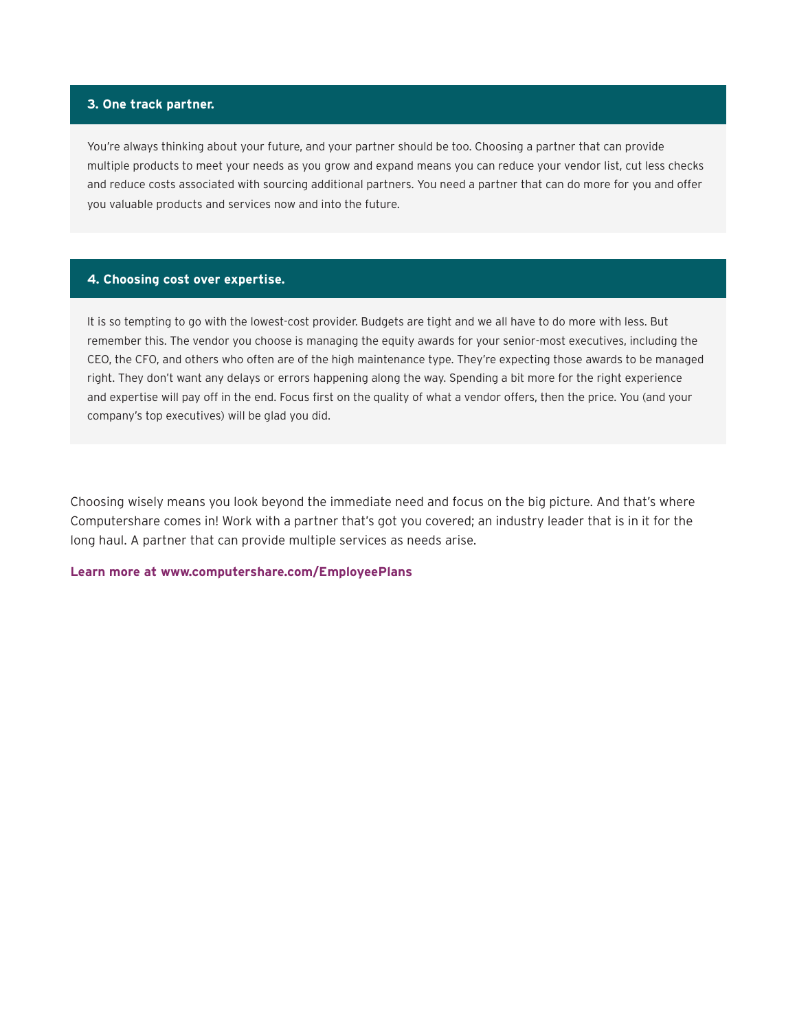### 3. One track partner.

You're always thinking about your future, and your partner should be too. Choosing a partner that can provide multiple products to meet your needs as you grow and expand means you can reduce your vendor list, cut less checks and reduce costs associated with sourcing additional partners. You need a partner that can do more for you and offer you valuable products and services now and into the future.

### 4. Choosing cost over expertise.

It is so tempting to go with the lowest-cost provider. Budgets are tight and we all have to do more with less. But remember this. The vendor you choose is managing the equity awards for your senior-most executives, including the CEO, the CFO, and others who often are of the high maintenance type. They're expecting those awards to be managed right. They don't want any delays or errors happening along the way. Spending a bit more for the right experience and expertise will pay off in the end. Focus first on the quality of what a vendor offers, then the price. You (and your company's top executives) will be glad you did.

Choosing wisely means you look beyond the immediate need and focus on the big picture. And that's where Computershare comes in! Work with a partner that's got you covered; an industry leader that is in it for the long haul. A partner that can provide multiple services as needs arise.

**Learn more at www.computershare.com/EmployeePlans**